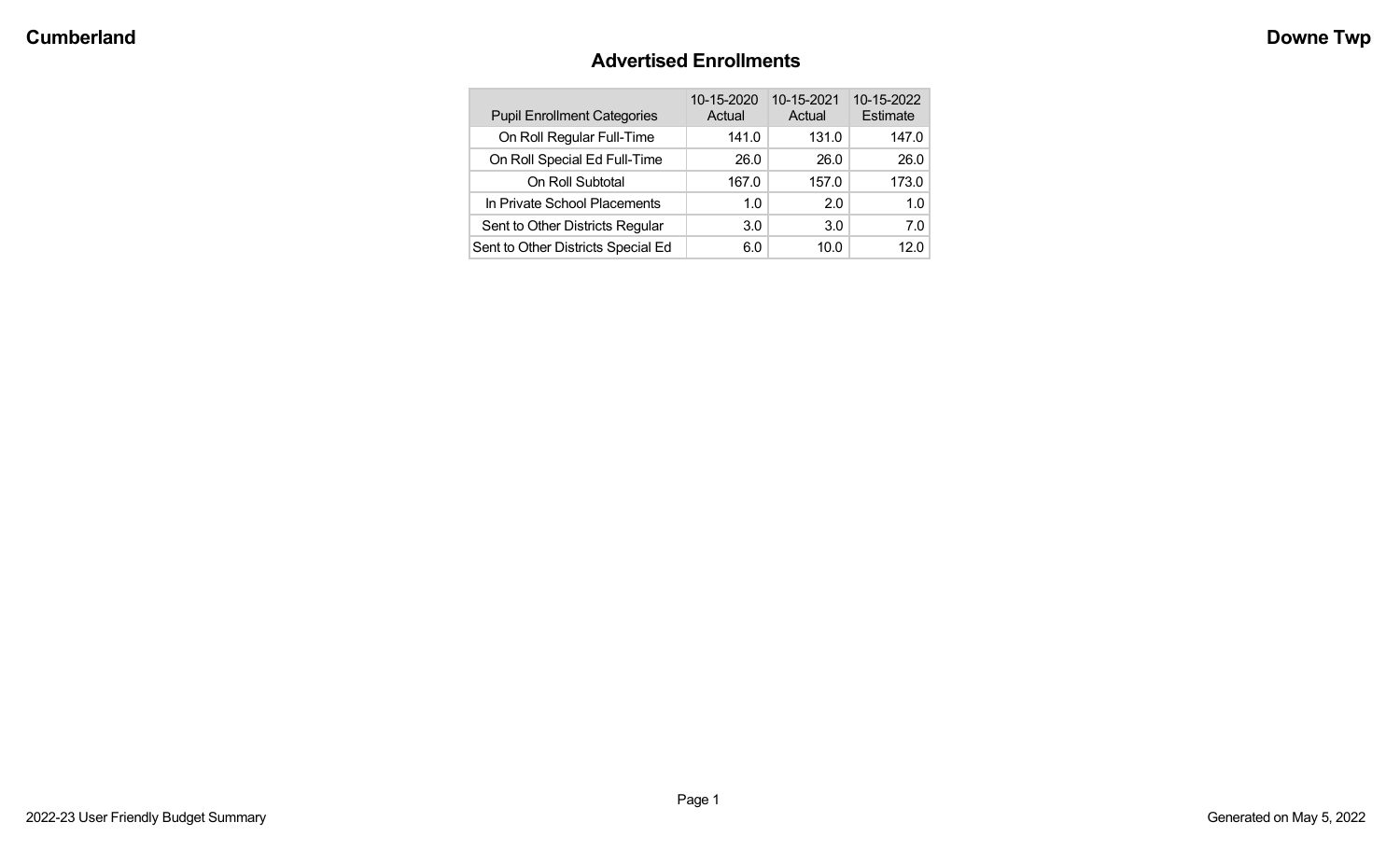# Advertised Enrollments

| Pupil Enrollment Categories | 10-15-2020 Actual | 10-15-2021 Actual | 10-15-2022 Estimate |
|---|---|---|---|
| On Roll Regular Full-Time | 141.0 | 131.0 | 147.0 |
| On Roll Special Ed Full-Time | 26.0 | 26.0 | 26.0 |
| On Roll Subtotal | 167.0 | 157.0 | 173.0 |
| In Private School Placements | 1.0 | 2.0 | 1.0 |
| Sent to Other Districts Regular | 3.0 | 3.0 | 7.0 |
| Sent to Other Districts Special Ed | 6.0 | 10.0 | 12.0 |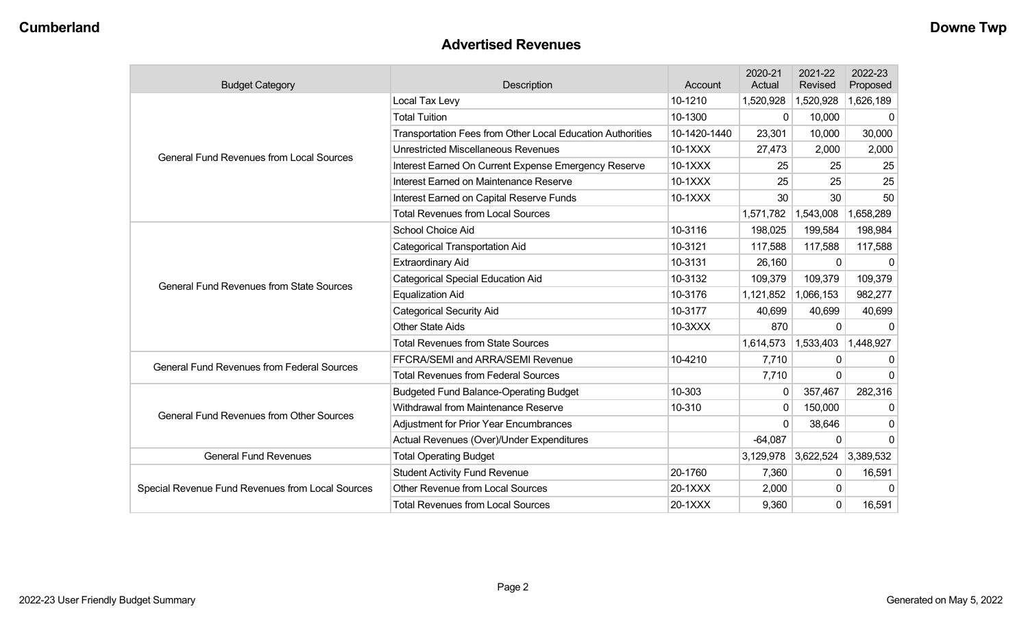## Advertised Revenues

| Budget Category | Description | Account | 2020-21 Actual | 2021-22 Revised | 2022-23 Proposed |
|---|---|---|---|---|---|
| General Fund Revenues from Local Sources | Local Tax Levy | 10-1210 | 1,520,928 | 1,520,928 | 1,626,189 |
| | Total Tuition | 10-1300 | 0 | 10,000 | 0 |
| | Transportation Fees from Other Local Education Authorities | 10-1420-1440 | 23,301 | 10,000 | 30,000 |
| | Unrestricted Miscellaneous Revenues | 10-1XXX | 27,473 | 2,000 | 2,000 |
| | Interest Earned On Current Expense Emergency Reserve | 10-1XXX | 25 | 25 | 25 |
| | Interest Earned on Maintenance Reserve | 10-1XXX | 25 | 25 | 25 |
| | Interest Earned on Capital Reserve Funds | 10-1XXX | 30 | 30 | 50 |
| | Total Revenues from Local Sources | | 1,571,782 | 1,543,008 | 1,658,289 |
| General Fund Revenues from State Sources | School Choice Aid | 10-3116 | 198,025 | 199,584 | 198,984 |
| | Categorical Transportation Aid | 10-3121 | 117,588 | 117,588 | 117,588 |
| | Extraordinary Aid | 10-3131 | 26,160 | 0 | 0 |
| | Categorical Special Education Aid | 10-3132 | 109,379 | 109,379 | 109,379 |
| | Equalization Aid | 10-3176 | 1,121,852 | 1,066,153 | 982,277 |
| | Categorical Security Aid | 10-3177 | 40,699 | 40,699 | 40,699 |
| | Other State Aids | 10-3XXX | 870 | 0 | 0 |
| | Total Revenues from State Sources | | 1,614,573 | 1,533,403 | 1,448,927 |
| General Fund Revenues from Federal Sources | FFCRA/SEMI and ARRA/SEMI Revenue | 10-4210 | 7,710 | 0 | 0 |
| | Total Revenues from Federal Sources | | 7,710 | 0 | 0 |
| General Fund Revenues from Other Sources | Budgeted Fund Balance-Operating Budget | 10-303 | 0 | 357,467 | 282,316 |
| | Withdrawal from Maintenance Reserve | 10-310 | 0 | 150,000 | 0 |
| | Adjustment for Prior Year Encumbrances | | 0 | 38,646 | 0 |
| | Actual Revenues (Over)/Under Expenditures | | -64,087 | 0 | 0 |
| General Fund Revenues | Total Operating Budget | | 3,129,978 | 3,622,524 | 3,389,532 |
| Special Revenue Fund Revenues from Local Sources | Student Activity Fund Revenue | 20-1760 | 7,360 | 0 | 16,591 |
| | Other Revenue from Local Sources | 20-1XXX | 2,000 | 0 | 0 |
| | Total Revenues from Local Sources | 20-1XXX | 9,360 | 0 | 16,591 |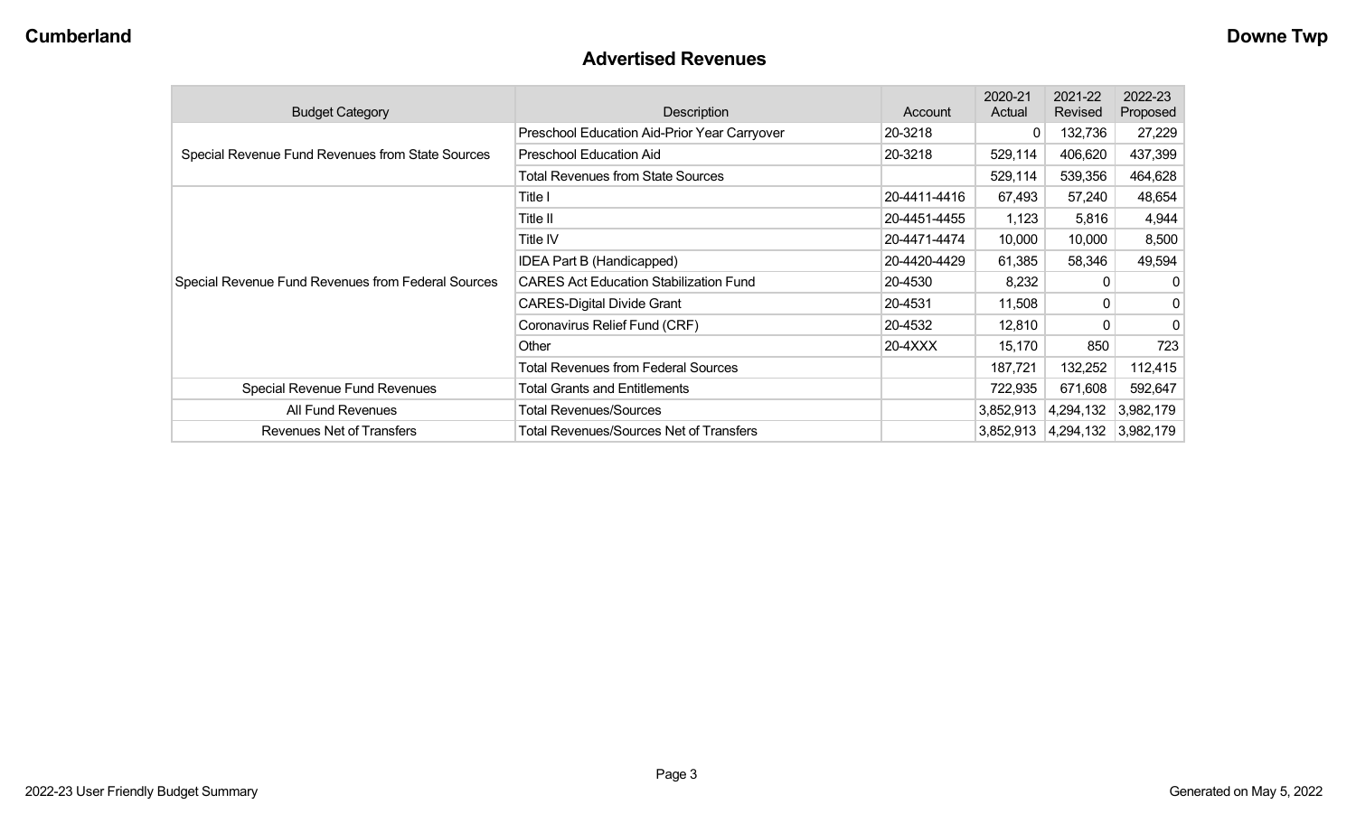## Advertised Revenues

| Budget Category | Description | Account | 2020-21 Actual | 2021-22 Revised | 2022-23 Proposed |
|---|---|---|---|---|---|
| Special Revenue Fund Revenues from State Sources | Preschool Education Aid-Prior Year Carryover | 20-3218 | 0 | 132,736 | 27,229 |
| | Preschool Education Aid | 20-3218 | 529,114 | 406,620 | 437,399 |
| | Total Revenues from State Sources | | 529,114 | 539,356 | 464,628 |
| Special Revenue Fund Revenues from Federal Sources | Title I | 20-4411-4416 | 67,493 | 57,240 | 48,654 |
| | Title II | 20-4451-4455 | 1,123 | 5,816 | 4,944 |
| | Title IV | 20-4471-4474 | 10,000 | 10,000 | 8,500 |
| | IDEA Part B (Handicapped) | 20-4420-4429 | 61,385 | 58,346 | 49,594 |
| | CARES Act Education Stabilization Fund | 20-4530 | 8,232 | 0 | 0 |
| | CARES-Digital Divide Grant | 20-4531 | 11,508 | 0 | 0 |
| | Coronavirus Relief Fund (CRF) | 20-4532 | 12,810 | 0 | 0 |
| | Other | 20-4XXX | 15,170 | 850 | 723 |
| | Total Revenues from Federal Sources | | 187,721 | 132,252 | 112,415 |
| Special Revenue Fund Revenues | Total Grants and Entitlements | | 722,935 | 671,608 | 592,647 |
| All Fund Revenues | Total Revenues/Sources | | 3,852,913 | 4,294,132 | 3,982,179 |
| Revenues Net of Transfers | Total Revenues/Sources Net of Transfers | | 3,852,913 | 4,294,132 | 3,982,179 |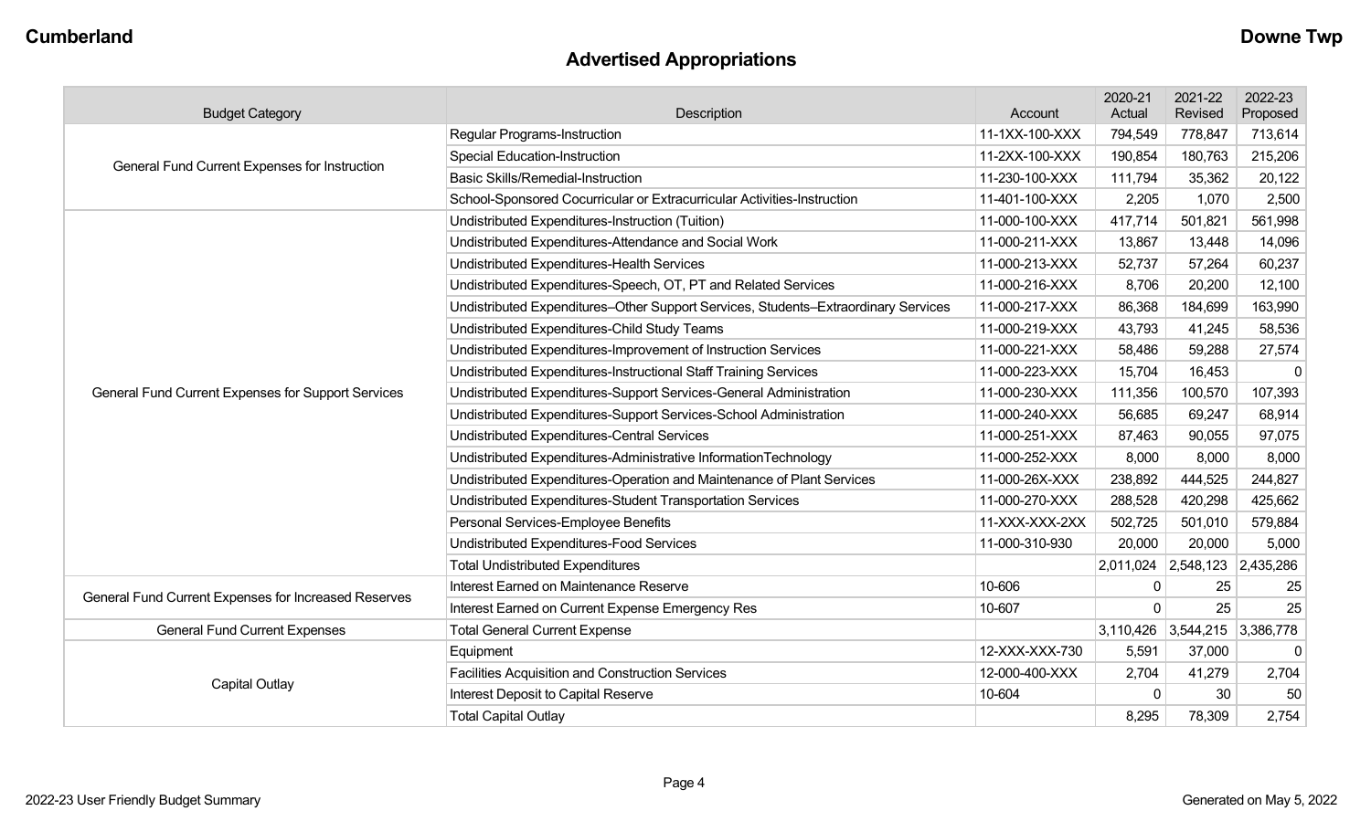# Advertised Appropriations

| Budget Category | Description | Account | 2020-21 Actual | 2021-22 Revised | 2022-23 Proposed |
|---|---|---|---|---|---|
| General Fund Current Expenses for Instruction | Regular Programs-Instruction | 11-1XX-100-XXX | 794,549 | 778,847 | 713,614 |
| | Special Education-Instruction | 11-2XX-100-XXX | 190,854 | 180,763 | 215,206 |
| | Basic Skills/Remedial-Instruction | 11-230-100-XXX | 111,794 | 35,362 | 20,122 |
| | School-Sponsored Cocurricular or Extracurricular Activities-Instruction | 11-401-100-XXX | 2,205 | 1,070 | 2,500 |
| General Fund Current Expenses for Support Services | Undistributed Expenditures-Instruction (Tuition) | 11-000-100-XXX | 417,714 | 501,821 | 561,998 |
| | Undistributed Expenditures-Attendance and Social Work | 11-000-211-XXX | 13,867 | 13,448 | 14,096 |
| | Undistributed Expenditures-Health Services | 11-000-213-XXX | 52,737 | 57,264 | 60,237 |
| | Undistributed Expenditures-Speech, OT, PT and Related Services | 11-000-216-XXX | 8,706 | 20,200 | 12,100 |
| | Undistributed Expenditures–Other Support Services, Students–Extraordinary Services | 11-000-217-XXX | 86,368 | 184,699 | 163,990 |
| | Undistributed Expenditures-Child Study Teams | 11-000-219-XXX | 43,793 | 41,245 | 58,536 |
| | Undistributed Expenditures-Improvement of Instruction Services | 11-000-221-XXX | 58,486 | 59,288 | 27,574 |
| | Undistributed Expenditures-Instructional Staff Training Services | 11-000-223-XXX | 15,704 | 16,453 | 0 |
| | Undistributed Expenditures-Support Services-General Administration | 11-000-230-XXX | 111,356 | 100,570 | 107,393 |
| | Undistributed Expenditures-Support Services-School Administration | 11-000-240-XXX | 56,685 | 69,247 | 68,914 |
| | Undistributed Expenditures-Central Services | 11-000-251-XXX | 87,463 | 90,055 | 97,075 |
| | Undistributed Expenditures-Administrative InformationTechnology | 11-000-252-XXX | 8,000 | 8,000 | 8,000 |
| | Undistributed Expenditures-Operation and Maintenance of Plant Services | 11-000-26X-XXX | 238,892 | 444,525 | 244,827 |
| | Undistributed Expenditures-Student Transportation Services | 11-000-270-XXX | 288,528 | 420,298 | 425,662 |
| | Personal Services-Employee Benefits | 11-XXX-XXX-2XX | 502,725 | 501,010 | 579,884 |
| | Undistributed Expenditures-Food Services | 11-000-310-930 | 20,000 | 20,000 | 5,000 |
| | Total Undistributed Expenditures | | 2,011,024 | 2,548,123 | 2,435,286 |
| General Fund Current Expenses for Increased Reserves | Interest Earned on Maintenance Reserve | 10-606 | 0 | 25 | 25 |
| | Interest Earned on Current Expense Emergency Res | 10-607 | 0 | 25 | 25 |
| General Fund Current Expenses | Total General Current Expense | | 3,110,426 | 3,544,215 | 3,386,778 |
| Capital Outlay | Equipment | 12-XXX-XXX-730 | 5,591 | 37,000 | 0 |
| | Facilities Acquisition and Construction Services | 12-000-400-XXX | 2,704 | 41,279 | 2,704 |
| | Interest Deposit to Capital Reserve | 10-604 | 0 | 30 | 50 |
| | Total Capital Outlay | | 8,295 | 78,309 | 2,754 |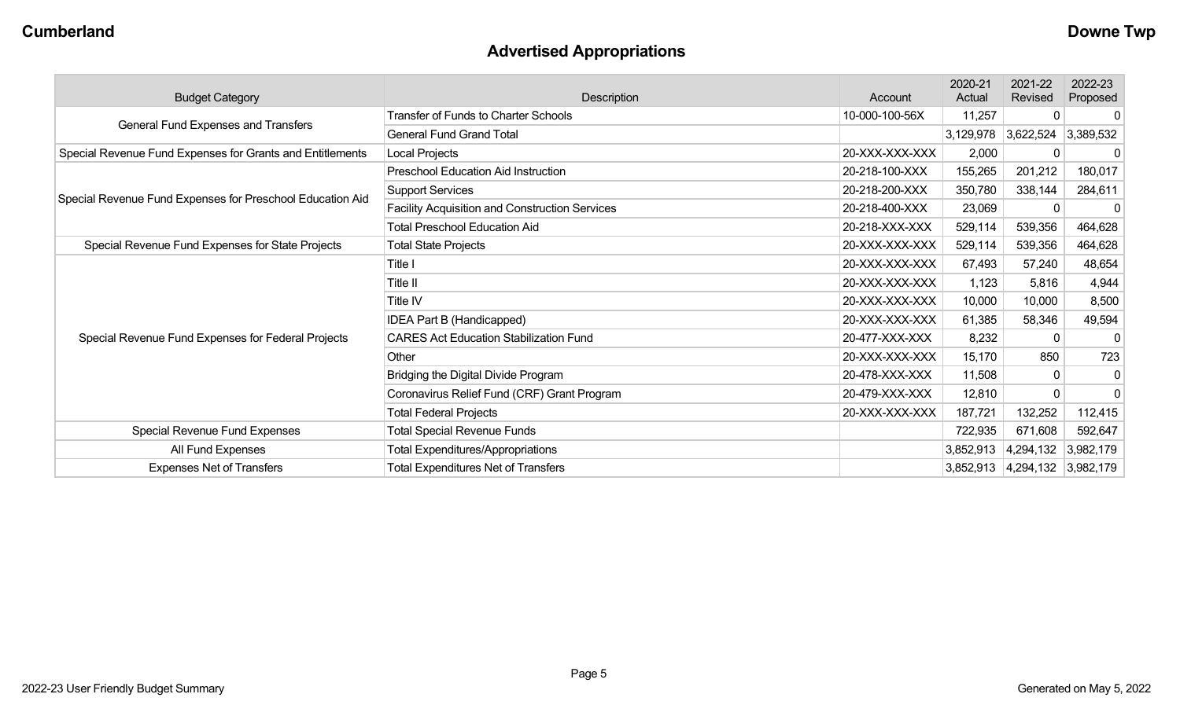## Advertised Appropriations

| Budget Category | Description | Account | 2020-21 Actual | 2021-22 Revised | 2022-23 Proposed |
|---|---|---|---|---|---|
| General Fund Expenses and Transfers | Transfer of Funds to Charter Schools | 10-000-100-56X | 11,257 | 0 | 0 |
| | General Fund Grand Total | | 3,129,978 | 3,622,524 | 3,389,532 |
| Special Revenue Fund Expenses for Grants and Entitlements | Local Projects | 20-XXX-XXX-XXX | 2,000 | 0 | 0 |
| Special Revenue Fund Expenses for Preschool Education Aid | Preschool Education Aid Instruction | 20-218-100-XXX | 155,265 | 201,212 | 180,017 |
| | Support Services | 20-218-200-XXX | 350,780 | 338,144 | 284,611 |
| | Facility Acquisition and Construction Services | 20-218-400-XXX | 23,069 | 0 | 0 |
| | Total Preschool Education Aid | 20-218-XXX-XXX | 529,114 | 539,356 | 464,628 |
| Special Revenue Fund Expenses for State Projects | Total State Projects | 20-XXX-XXX-XXX | 529,114 | 539,356 | 464,628 |
| Special Revenue Fund Expenses for Federal Projects | Title I | 20-XXX-XXX-XXX | 67,493 | 57,240 | 48,654 |
| | Title II | 20-XXX-XXX-XXX | 1,123 | 5,816 | 4,944 |
| | Title IV | 20-XXX-XXX-XXX | 10,000 | 10,000 | 8,500 |
| | IDEA Part B (Handicapped) | 20-XXX-XXX-XXX | 61,385 | 58,346 | 49,594 |
| | CARES Act Education Stabilization Fund | 20-477-XXX-XXX | 8,232 | 0 | 0 |
| | Other | 20-XXX-XXX-XXX | 15,170 | 850 | 723 |
| | Bridging the Digital Divide Program | 20-478-XXX-XXX | 11,508 | 0 | 0 |
| | Coronavirus Relief Fund (CRF) Grant Program | 20-479-XXX-XXX | 12,810 | 0 | 0 |
| | Total Federal Projects | 20-XXX-XXX-XXX | 187,721 | 132,252 | 112,415 |
| Special Revenue Fund Expenses | Total Special Revenue Funds | | 722,935 | 671,608 | 592,647 |
| All Fund Expenses | Total Expenditures/Appropriations | | 3,852,913 | 4,294,132 | 3,982,179 |
| Expenses Net of Transfers | Total Expenditures Net of Transfers | | 3,852,913 | 4,294,132 | 3,982,179 |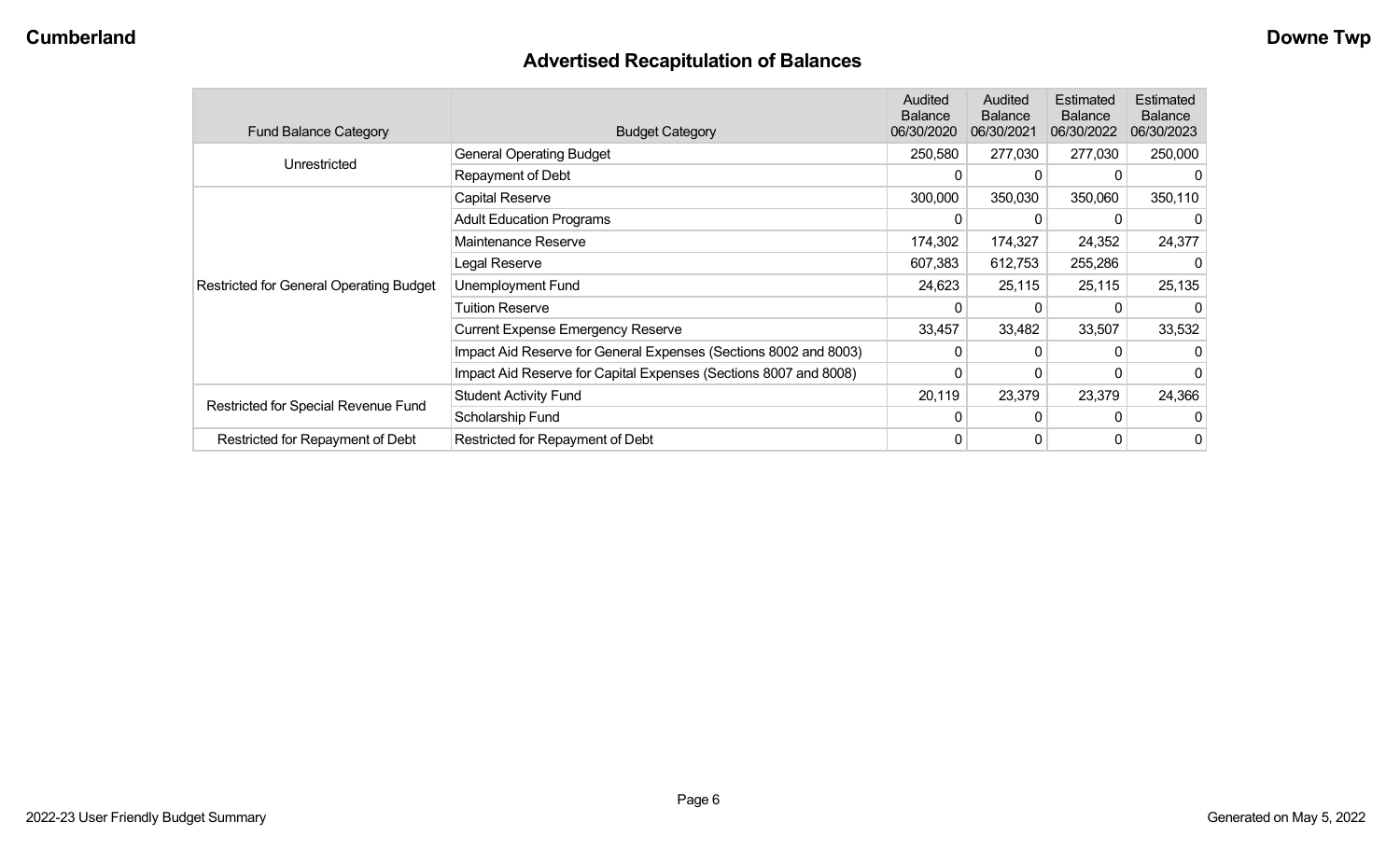Cumberland

Downe Twp

# Advertised Recapitulation of Balances

| Fund Balance Category | Budget Category | Audited Balance 06/30/2020 | Audited Balance 06/30/2021 | Estimated Balance 06/30/2022 | Estimated Balance 06/30/2023 |
|---|---|---|---|---|---|
| Unrestricted | General Operating Budget | 250,580 | 277,030 | 277,030 | 250,000 |
| | Repayment of Debt | 0 | 0 | 0 | 0 |
| Restricted for General Operating Budget | Capital Reserve | 300,000 | 350,030 | 350,060 | 350,110 |
| | Adult Education Programs | 0 | 0 | 0 | 0 |
| | Maintenance Reserve | 174,302 | 174,327 | 24,352 | 24,377 |
| | Legal Reserve | 607,383 | 612,753 | 255,286 | 0 |
| | Unemployment Fund | 24,623 | 25,115 | 25,115 | 25,135 |
| | Tuition Reserve | 0 | 0 | 0 | 0 |
| | Current Expense Emergency Reserve | 33,457 | 33,482 | 33,507 | 33,532 |
| | Impact Aid Reserve for General Expenses (Sections 8002 and 8003) | 0 | 0 | 0 | 0 |
| | Impact Aid Reserve for Capital Expenses (Sections 8007 and 8008) | 0 | 0 | 0 | 0 |
| Restricted for Special Revenue Fund | Student Activity Fund | 20,119 | 23,379 | 23,379 | 24,366 |
| | Scholarship Fund | 0 | 0 | 0 | 0 |
| Restricted for Repayment of Debt | Restricted for Repayment of Debt | 0 | 0 | 0 | 0 |

2022-23 User Friendly Budget Summary

Generated on May 5, 2022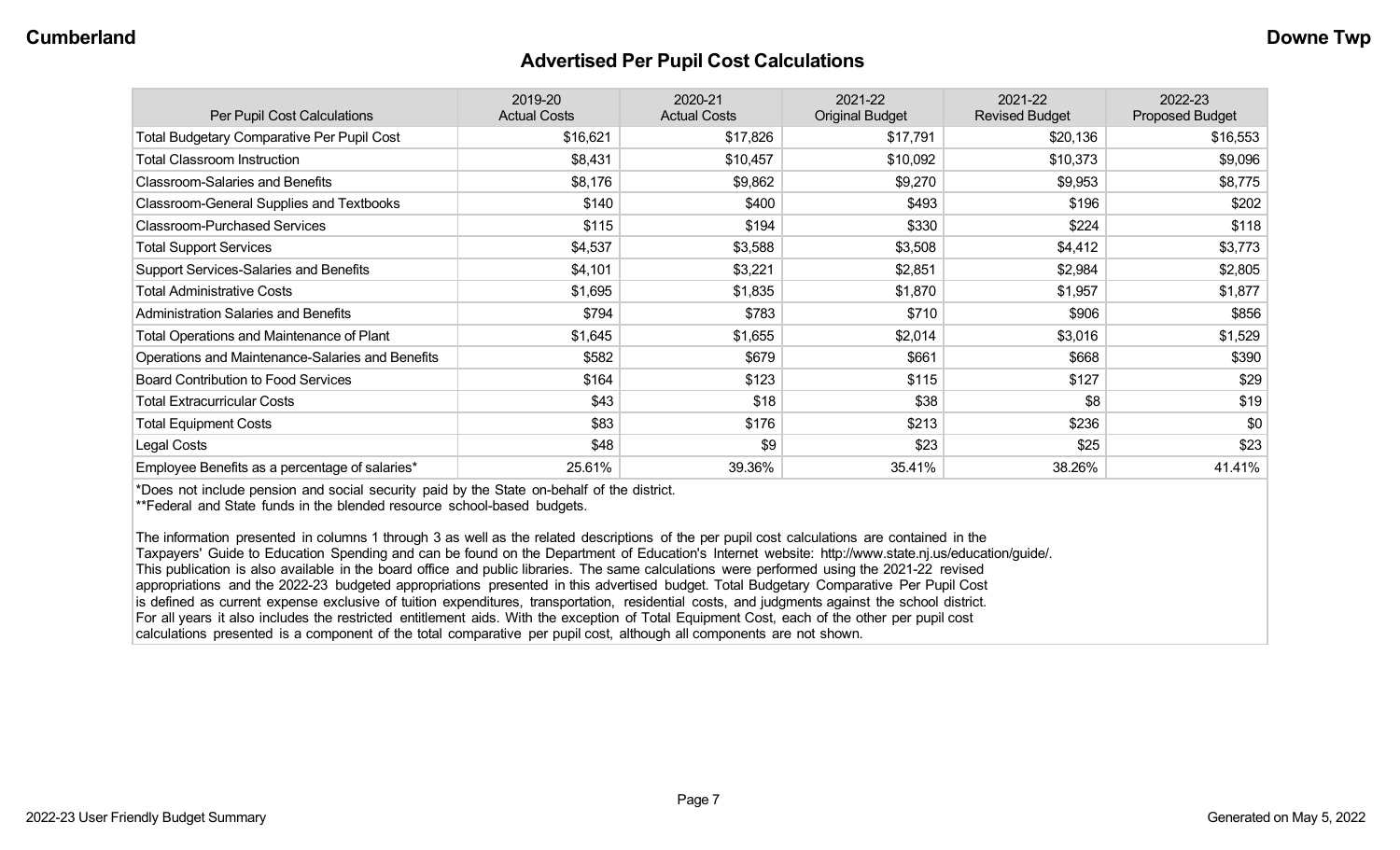## Advertised Per Pupil Cost Calculations

| Per Pupil Cost Calculations | 2019-20 Actual Costs | 2020-21 Actual Costs | 2021-22 Original Budget | 2021-22 Revised Budget | 2022-23 Proposed Budget |
|---|---|---|---|---|---|
| Total Budgetary Comparative Per Pupil Cost | $16,621 | $17,826 | $17,791 | $20,136 | $16,553 |
| Total Classroom Instruction | $8,431 | $10,457 | $10,092 | $10,373 | $9,096 |
| Classroom-Salaries and Benefits | $8,176 | $9,862 | $9,270 | $9,953 | $8,775 |
| Classroom-General Supplies and Textbooks | $140 | $400 | $493 | $196 | $202 |
| Classroom-Purchased Services | $115 | $194 | $330 | $224 | $118 |
| Total Support Services | $4,537 | $3,588 | $3,508 | $4,412 | $3,773 |
| Support Services-Salaries and Benefits | $4,101 | $3,221 | $2,851 | $2,984 | $2,805 |
| Total Administrative Costs | $1,695 | $1,835 | $1,870 | $1,957 | $1,877 |
| Administration Salaries and Benefits | $794 | $783 | $710 | $906 | $856 |
| Total Operations and Maintenance of Plant | $1,645 | $1,655 | $2,014 | $3,016 | $1,529 |
| Operations and Maintenance-Salaries and Benefits | $582 | $679 | $661 | $668 | $390 |
| Board Contribution to Food Services | $164 | $123 | $115 | $127 | $29 |
| Total Extracurricular Costs | $43 | $18 | $38 | $8 | $19 |
| Total Equipment Costs | $83 | $176 | $213 | $236 | $0 |
| Legal Costs | $48 | $9 | $23 | $25 | $23 |
| Employee Benefits as a percentage of salaries* | 25.61% | 39.36% | 35.41% | 38.26% | 41.41% |

*Does not include pension and social security paid by the State on-behalf of the district.
**Federal and State funds in the blended resource school-based budgets.

The information presented in columns 1 through 3 as well as the related descriptions of the per pupil cost calculations are contained in the Taxpayers' Guide to Education Spending and can be found on the Department of Education's Internet website: http://www.state.nj.us/education/guide/. This publication is also available in the board office and public libraries. The same calculations were performed using the 2021-22 revised appropriations and the 2022-23 budgeted appropriations presented in this advertised budget. Total Budgetary Comparative Per Pupil Cost is defined as current expense exclusive of tuition expenditures, transportation, residential costs, and judgments against the school district. For all years it also includes the restricted entitlement aids. With the exception of Total Equipment Cost, each of the other per pupil cost calculations presented is a component of the total comparative per pupil cost, although all components are not shown.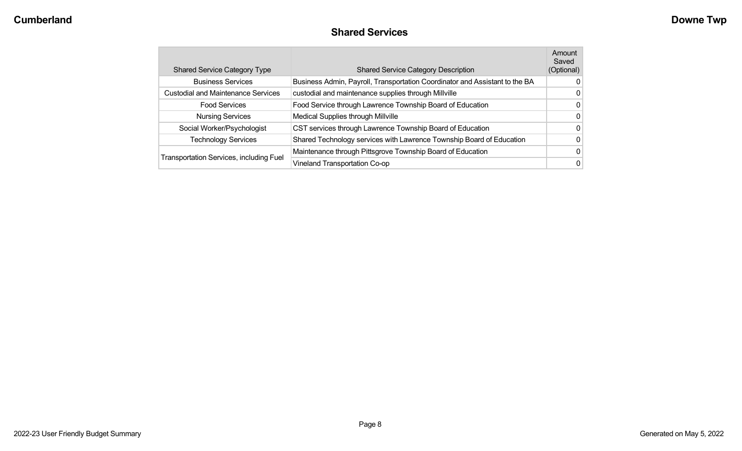## Shared Services

| Shared Service Category Type | Shared Service Category Description | Amount Saved (Optional) |
|---|---|---|
| Business Services | Business Admin, Payroll, Transportation Coordinator and Assistant to the BA | 0 |
| Custodial and Maintenance Services | custodial and maintenance supplies through Millville | 0 |
| Food Services | Food Service through Lawrence Township Board of Education | 0 |
| Nursing Services | Medical Supplies through Millville | 0 |
| Social Worker/Psychologist | CST services through Lawrence Township Board of Education | 0 |
| Technology Services | Shared Technology services with Lawrence Township Board of Education | 0 |
| Transportation Services, including Fuel | Maintenance through Pittsgrove Township Board of Education | 0 |
| | Vineland Transportation Co-op | 0 |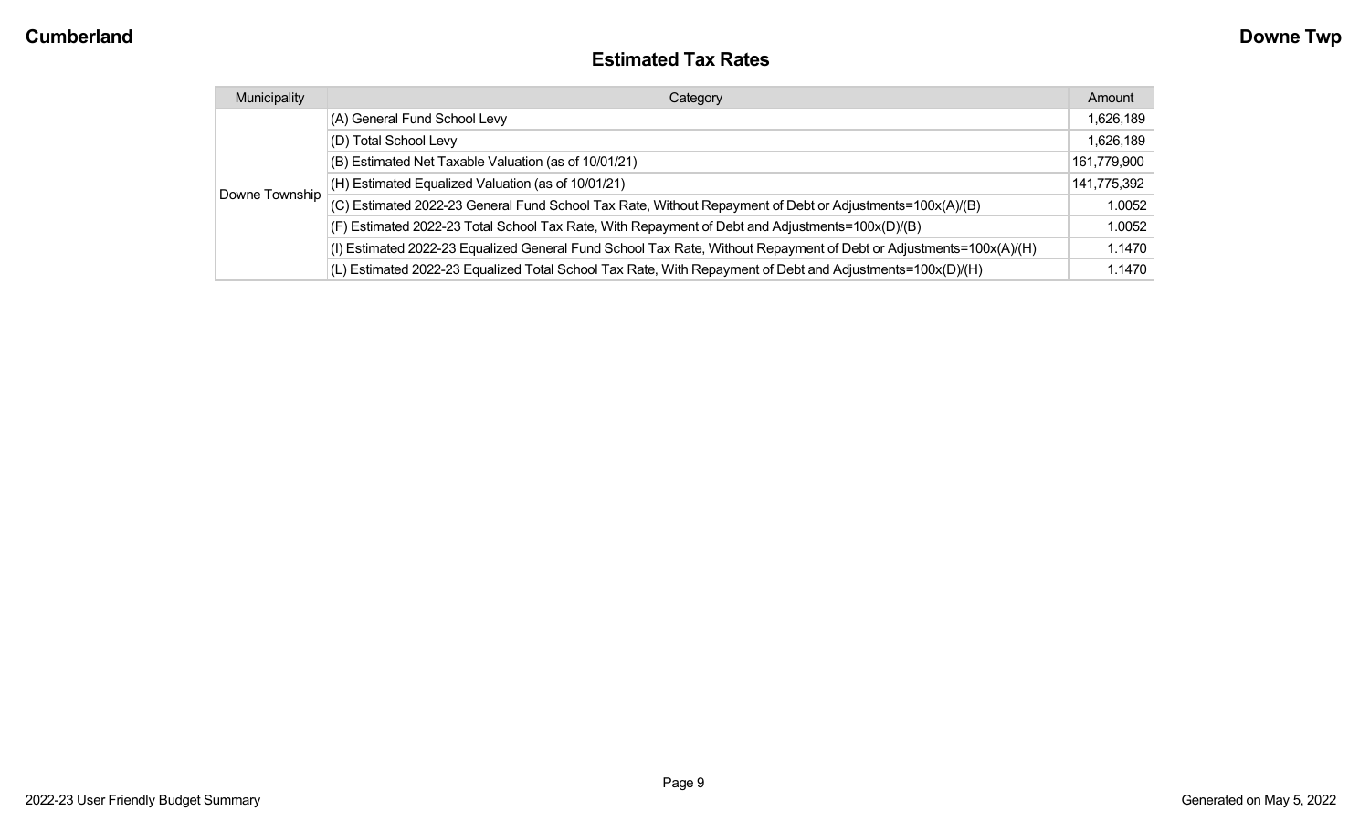## Estimated Tax Rates

| Municipality | Category | Amount |
|---|---|---|
| Downe Township | (A) General Fund School Levy | 1,626,189 |
| | (D) Total School Levy | 1,626,189 |
| | (B) Estimated Net Taxable Valuation (as of 10/01/21) | 161,779,900 |
| | (H) Estimated Equalized Valuation (as of 10/01/21) | 141,775,392 |
| | (C) Estimated 2022-23 General Fund School Tax Rate, Without Repayment of Debt or Adjustments=100x(A)/(B) | 1.0052 |
| | (F) Estimated 2022-23 Total School Tax Rate, With Repayment of Debt and Adjustments=100x(D)/(B) | 1.0052 |
| | (I) Estimated 2022-23 Equalized General Fund School Tax Rate, Without Repayment of Debt or Adjustments=100x(A)/(H) | 1.1470 |
| | (L) Estimated 2022-23 Equalized Total School Tax Rate, With Repayment of Debt and Adjustments=100x(D)/(H) | 1.1470 |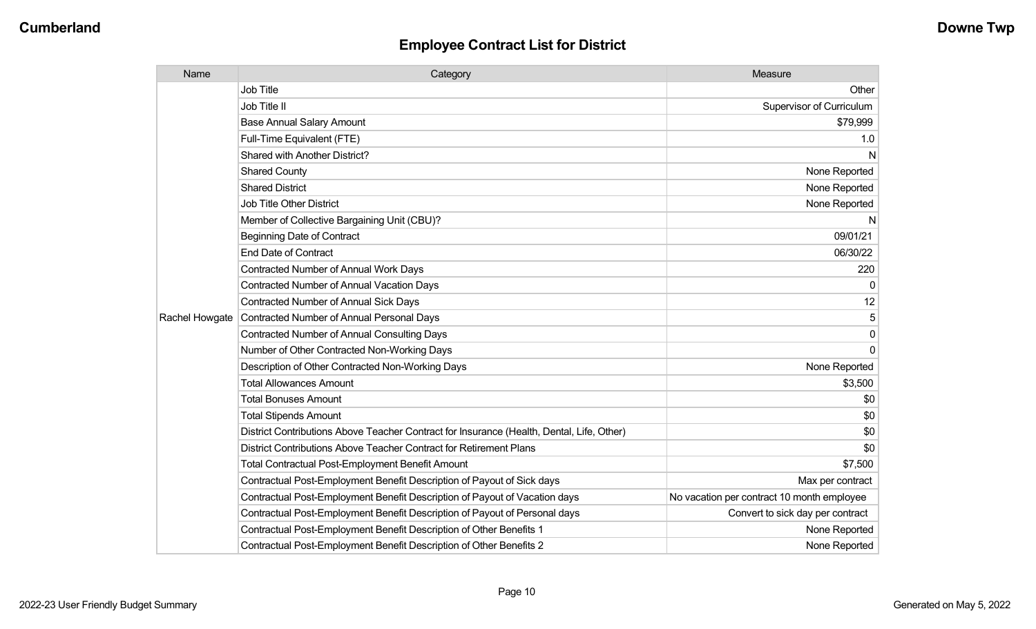## Employee Contract List for District

| Name | Category | Measure |
|---|---|---|
| Rachel Howgate | Job Title | Other |
| | Job Title II | Supervisor of Curriculum |
| | Base Annual Salary Amount | $79,999 |
| | Full-Time Equivalent (FTE) | 1.0 |
| | Shared with Another District? | N |
| | Shared County | None Reported |
| | Shared District | None Reported |
| | Job Title Other District | None Reported |
| | Member of Collective Bargaining Unit (CBU)? | N |
| | Beginning Date of Contract | 09/01/21 |
| | End Date of Contract | 06/30/22 |
| | Contracted Number of Annual Work Days | 220 |
| | Contracted Number of Annual Vacation Days | 0 |
| | Contracted Number of Annual Sick Days | 12 |
| | Contracted Number of Annual Personal Days | 5 |
| | Contracted Number of Annual Consulting Days | 0 |
| | Number of Other Contracted Non-Working Days | 0 |
| | Description of Other Contracted Non-Working Days | None Reported |
| | Total Allowances Amount | $3,500 |
| | Total Bonuses Amount | $0 |
| | Total Stipends Amount | $0 |
| | District Contributions Above Teacher Contract for Insurance (Health, Dental, Life, Other) | $0 |
| | District Contributions Above Teacher Contract for Retirement Plans | $0 |
| | Total Contractual Post-Employment Benefit Amount | $7,500 |
| | Contractual Post-Employment Benefit Description of Payout of Sick days | Max per contract |
| | Contractual Post-Employment Benefit Description of Payout of Vacation days | No vacation per contract 10 month employee |
| | Contractual Post-Employment Benefit Description of Payout of Personal days | Convert to sick day per contract |
| | Contractual Post-Employment Benefit Description of Other Benefits 1 | None Reported |
| | Contractual Post-Employment Benefit Description of Other Benefits 2 | None Reported |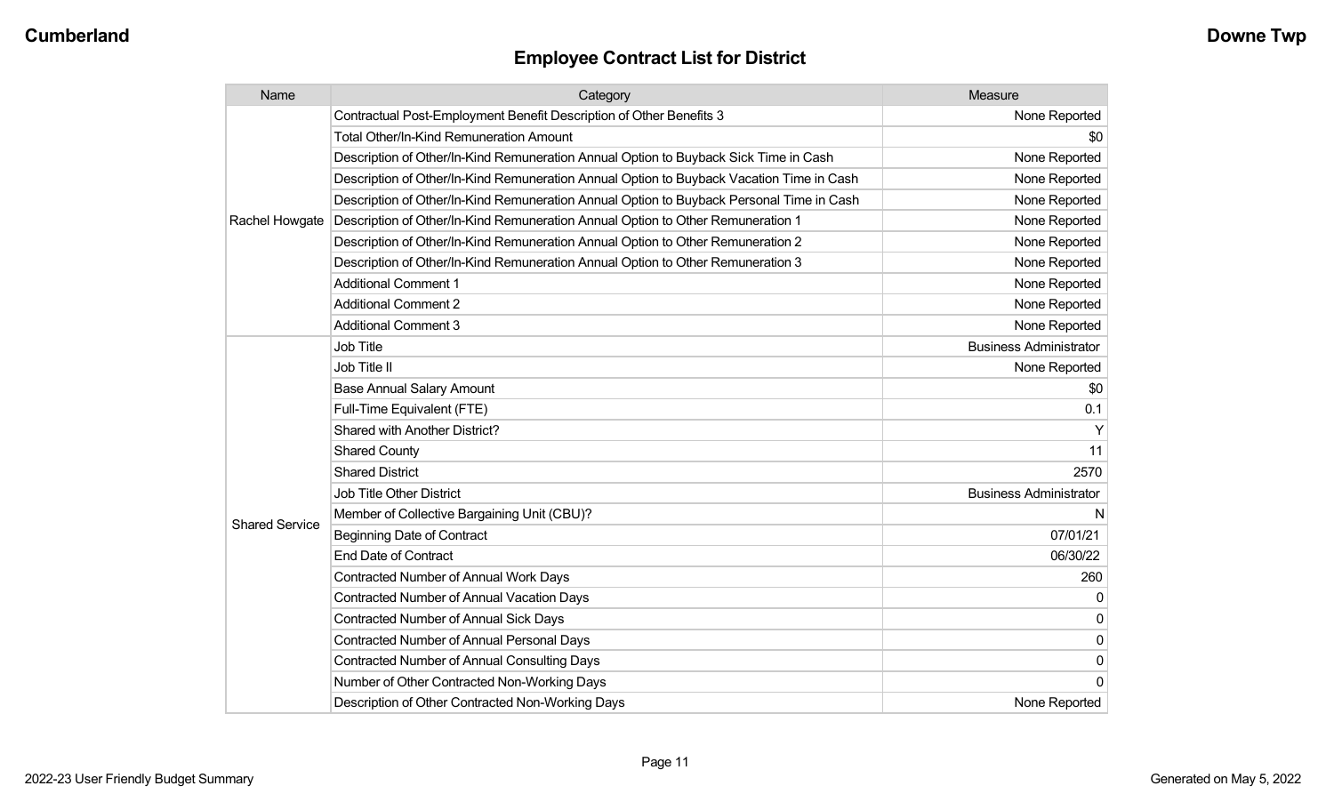## Employee Contract List for District

| Name | Category | Measure |
|---|---|---|
| Rachel Howgate | Contractual Post-Employment Benefit Description of Other Benefits 3 | None Reported |
| | Total Other/In-Kind Remuneration Amount | $0 |
| | Description of Other/In-Kind Remuneration Annual Option to Buyback Sick Time in Cash | None Reported |
| | Description of Other/In-Kind Remuneration Annual Option to Buyback Vacation Time in Cash | None Reported |
| | Description of Other/In-Kind Remuneration Annual Option to Buyback Personal Time in Cash | None Reported |
| | Description of Other/In-Kind Remuneration Annual Option to Other Remuneration 1 | None Reported |
| | Description of Other/In-Kind Remuneration Annual Option to Other Remuneration 2 | None Reported |
| | Description of Other/In-Kind Remuneration Annual Option to Other Remuneration 3 | None Reported |
| | Additional Comment 1 | None Reported |
| | Additional Comment 2 | None Reported |
| | Additional Comment 3 | None Reported |
| Shared Service | Job Title | Business Administrator |
| | Job Title II | None Reported |
| | Base Annual Salary Amount | $0 |
| | Full-Time Equivalent (FTE) | 0.1 |
| | Shared with Another District? | Y |
| | Shared County | 11 |
| | Shared District | 2570 |
| | Job Title Other District | Business Administrator |
| | Member of Collective Bargaining Unit (CBU)? | N |
| | Beginning Date of Contract | 07/01/21 |
| | End Date of Contract | 06/30/22 |
| | Contracted Number of Annual Work Days | 260 |
| | Contracted Number of Annual Vacation Days | 0 |
| | Contracted Number of Annual Sick Days | 0 |
| | Contracted Number of Annual Personal Days | 0 |
| | Contracted Number of Annual Consulting Days | 0 |
| | Number of Other Contracted Non-Working Days | 0 |
| | Description of Other Contracted Non-Working Days | None Reported |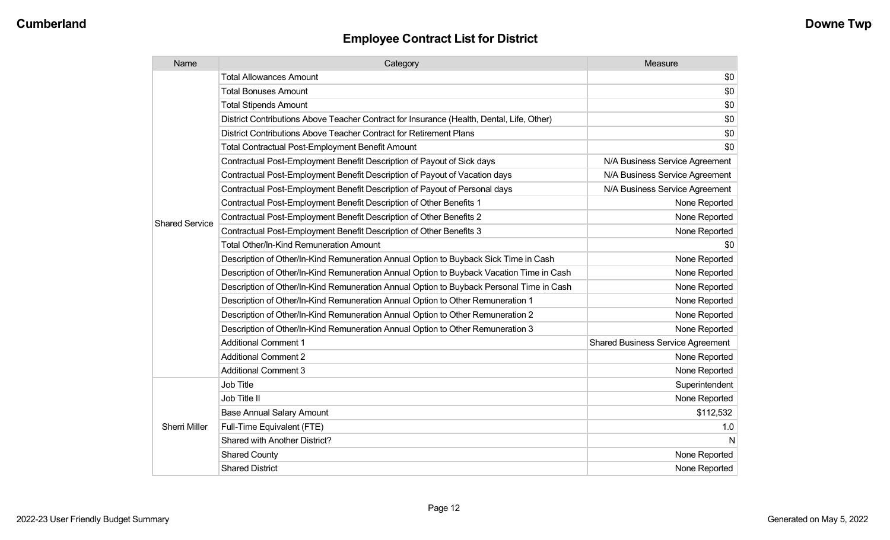## Employee Contract List for District

| Name | Category | Measure |
|---|---|---|
| Shared Service | Total Allowances Amount | $0 |
| | Total Bonuses Amount | $0 |
| | Total Stipends Amount | $0 |
| | District Contributions Above Teacher Contract for Insurance (Health, Dental, Life, Other) | $0 |
| | District Contributions Above Teacher Contract for Retirement Plans | $0 |
| | Total Contractual Post-Employment Benefit Amount | $0 |
| | Contractual Post-Employment Benefit Description of Payout of Sick days | N/A Business Service Agreement |
| | Contractual Post-Employment Benefit Description of Payout of Vacation days | N/A Business Service Agreement |
| | Contractual Post-Employment Benefit Description of Payout of Personal days | N/A Business Service Agreement |
| | Contractual Post-Employment Benefit Description of Other Benefits 1 | None Reported |
| | Contractual Post-Employment Benefit Description of Other Benefits 2 | None Reported |
| | Contractual Post-Employment Benefit Description of Other Benefits 3 | None Reported |
| | Total Other/In-Kind Remuneration Amount | $0 |
| | Description of Other/In-Kind Remuneration Annual Option to Buyback Sick Time in Cash | None Reported |
| | Description of Other/In-Kind Remuneration Annual Option to Buyback Vacation Time in Cash | None Reported |
| | Description of Other/In-Kind Remuneration Annual Option to Buyback Personal Time in Cash | None Reported |
| | Description of Other/In-Kind Remuneration Annual Option to Other Remuneration 1 | None Reported |
| | Description of Other/In-Kind Remuneration Annual Option to Other Remuneration 2 | None Reported |
| | Description of Other/In-Kind Remuneration Annual Option to Other Remuneration 3 | None Reported |
| | Additional Comment 1 | Shared Business Service Agreement |
| | Additional Comment 2 | None Reported |
| | Additional Comment 3 | None Reported |
| Sherri Miller | Job Title | Superintendent |
| | Job Title II | None Reported |
| | Base Annual Salary Amount | $112,532 |
| | Full-Time Equivalent (FTE) | 1.0 |
| | Shared with Another District? | N |
| | Shared County | None Reported |
| | Shared District | None Reported |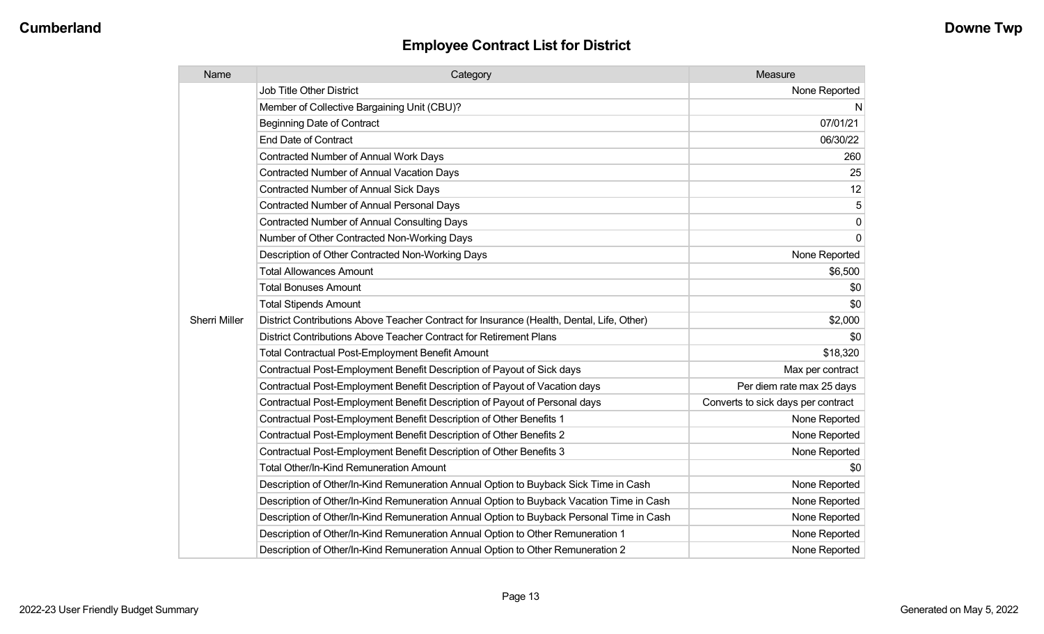## Employee Contract List for District

| Name | Category | Measure |
|---|---|---|
| Sherri Miller | Job Title Other District | None Reported |
| | Member of Collective Bargaining Unit (CBU)? | N |
| | Beginning Date of Contract | 07/01/21 |
| | End Date of Contract | 06/30/22 |
| | Contracted Number of Annual Work Days | 260 |
| | Contracted Number of Annual Vacation Days | 25 |
| | Contracted Number of Annual Sick Days | 12 |
| | Contracted Number of Annual Personal Days | 5 |
| | Contracted Number of Annual Consulting Days | 0 |
| | Number of Other Contracted Non-Working Days | 0 |
| | Description of Other Contracted Non-Working Days | None Reported |
| | Total Allowances Amount | $6,500 |
| | Total Bonuses Amount | $0 |
| | Total Stipends Amount | $0 |
| | District Contributions Above Teacher Contract for Insurance (Health, Dental, Life, Other) | $2,000 |
| | District Contributions Above Teacher Contract for Retirement Plans | $0 |
| | Total Contractual Post-Employment Benefit Amount | $18,320 |
| | Contractual Post-Employment Benefit Description of Payout of Sick days | Max per contract |
| | Contractual Post-Employment Benefit Description of Payout of Vacation days | Per diem rate max 25 days |
| | Contractual Post-Employment Benefit Description of Payout of Personal days | Converts to sick days per contract |
| | Contractual Post-Employment Benefit Description of Other Benefits 1 | None Reported |
| | Contractual Post-Employment Benefit Description of Other Benefits 2 | None Reported |
| | Contractual Post-Employment Benefit Description of Other Benefits 3 | None Reported |
| | Total Other/In-Kind Remuneration Amount | $0 |
| | Description of Other/In-Kind Remuneration Annual Option to Buyback Sick Time in Cash | None Reported |
| | Description of Other/In-Kind Remuneration Annual Option to Buyback Vacation Time in Cash | None Reported |
| | Description of Other/In-Kind Remuneration Annual Option to Buyback Personal Time in Cash | None Reported |
| | Description of Other/In-Kind Remuneration Annual Option to Other Remuneration 1 | None Reported |
| | Description of Other/In-Kind Remuneration Annual Option to Other Remuneration 2 | None Reported |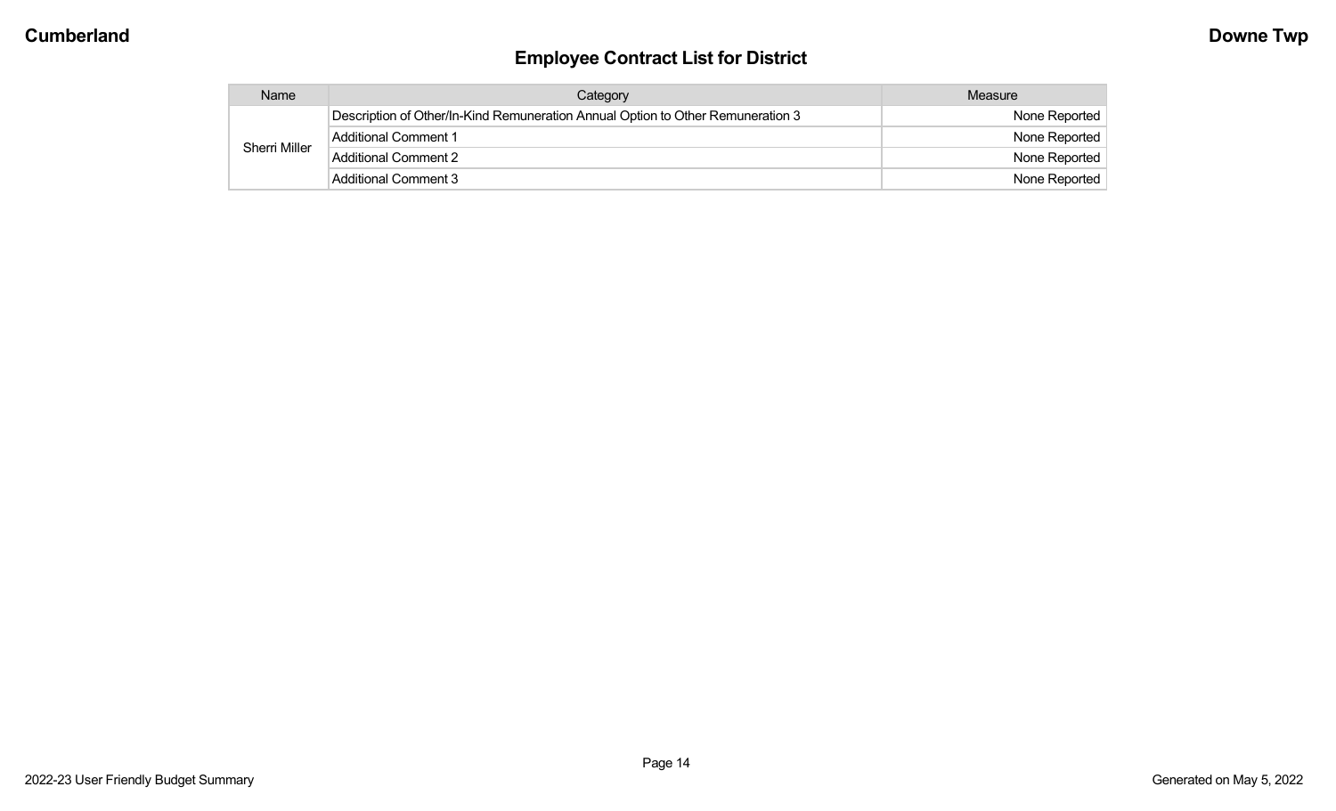## Employee Contract List for District

| Name | Category | Measure |
|---|---|---|
| Sherri Miller | Description of Other/In-Kind Remuneration Annual Option to Other Remuneration 3 | None Reported |
| | Additional Comment 1 | None Reported |
| | Additional Comment 2 | None Reported |
| | Additional Comment 3 | None Reported |